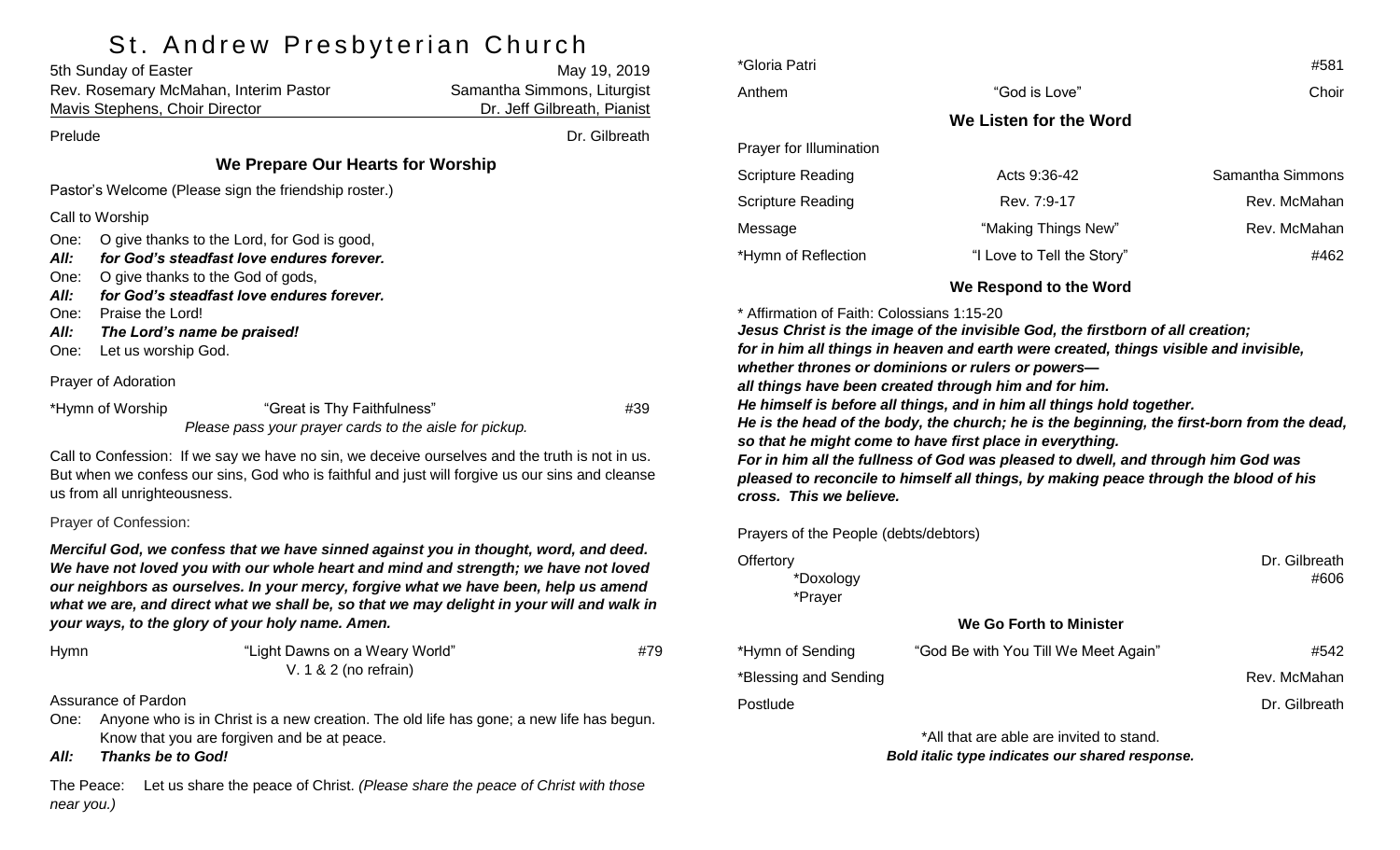# St. Andrew Presbyterian Church

| | |
|---|---|
| 5th Sunday of Easter | May 19, 2019 |
| Rev. Rosemary McMahan, Interim Pastor | Samantha Simmons, Liturgist |
| Mavis Stephens, Choir Director | Dr. Jeff Gilbreath, Pianist |

Prelude — Dr. Gilbreath

## We Prepare Our Hearts for Worship

Pastor's Welcome (Please sign the friendship roster.)

Call to Worship

One: O give thanks to the Lord, for God is good,
***All: for God's steadfast love endures forever.***
One: O give thanks to the God of gods,
***All: for God's steadfast love endures forever.***
One: Praise the Lord!
***All: The Lord's name be praised!***
One: Let us worship God.

Prayer of Adoration

\*Hymn of Worship — "Great is Thy Faithfulness" — #39
*Please pass your prayer cards to the aisle for pickup.*

Call to Confession: If we say we have no sin, we deceive ourselves and the truth is not in us. But when we confess our sins, God who is faithful and just will forgive us our sins and cleanse us from all unrighteousness.

Prayer of Confession:

***Merciful God, we confess that we have sinned against you in thought, word, and deed. We have not loved you with our whole heart and mind and strength; we have not loved our neighbors as ourselves. In your mercy, forgive what we have been, help us amend what we are, and direct what we shall be, so that we may delight in your will and walk in your ways, to the glory of your holy name. Amen.***

Hymn — "Light Dawns on a Weary World" — #79
V. 1 & 2 (no refrain)

Assurance of Pardon

One: Anyone who is in Christ is a new creation. The old life has gone; a new life has begun. Know that you are forgiven and be at peace.
***All: Thanks be to God!***

The Peace: Let us share the peace of Christ. *(Please share the peace of Christ with those near you.)*

\*Gloria Patri — #581

Anthem — "God is Love" — Choir

## We Listen for the Word

Prayer for Illumination

| | | |
|---|---|---|
| Scripture Reading | Acts 9:36-42 | Samantha Simmons |
| Scripture Reading | Rev. 7:9-17 | Rev. McMahan |
| Message | "Making Things New" | Rev. McMahan |
| \*Hymn of Reflection | "I Love to Tell the Story" | #462 |

## We Respond to the Word

\* Affirmation of Faith: Colossians 1:15-20
***Jesus Christ is the image of the invisible God, the firstborn of all creation; for in him all things in heaven and earth were created, things visible and invisible, whether thrones or dominions or rulers or powers— all things have been created through him and for him. He himself is before all things, and in him all things hold together. He is the head of the body, the church; he is the beginning, the first-born from the dead, so that he might come to have first place in everything. For in him all the fullness of God was pleased to dwell, and through him God was pleased to reconcile to himself all things, by making peace through the blood of his cross. This we believe.***

Prayers of the People (debts/debtors)

Offertory — Dr. Gilbreath
\*Doxology — #606
\*Prayer

## We Go Forth to Minister

\*Hymn of Sending — "God Be with You Till We Meet Again" — #542

\*Blessing and Sending — Rev. McMahan

Postlude — Dr. Gilbreath

\*All that are able are invited to stand.
***Bold italic type indicates our shared response.***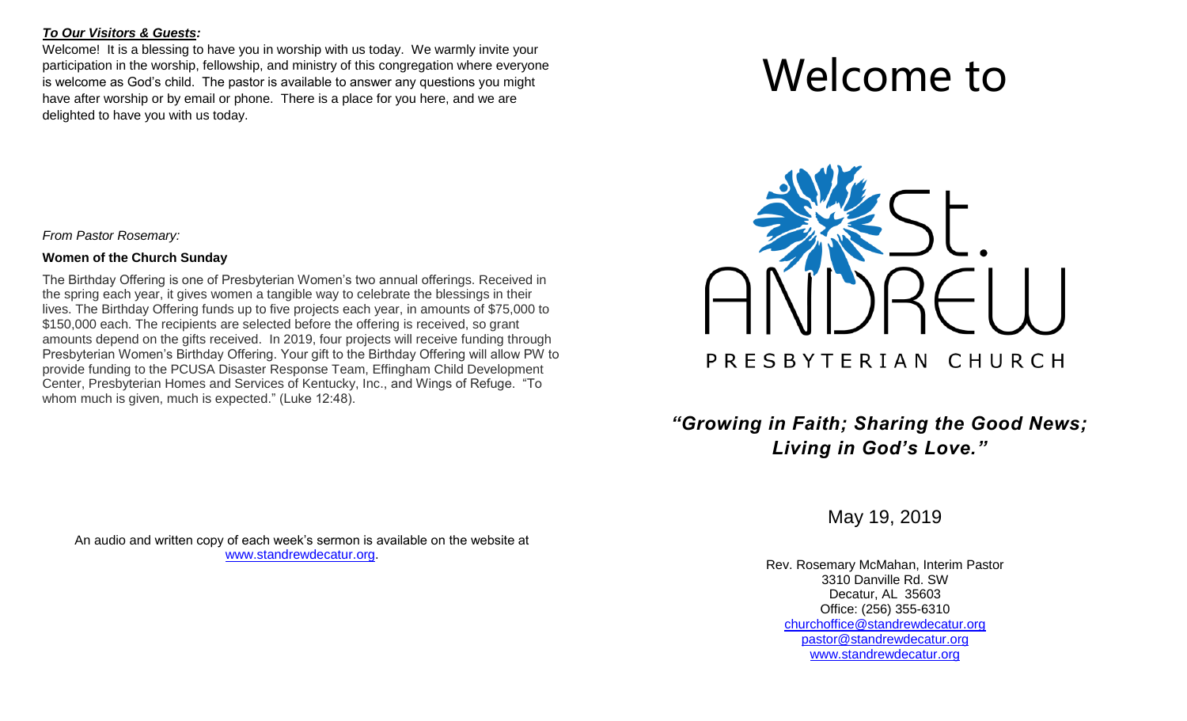***To Our Visitors & Guests:***

Welcome! It is a blessing to have you in worship with us today. We warmly invite your participation in the worship, fellowship, and ministry of this congregation where everyone is welcome as God's child. The pastor is available to answer any questions you might have after worship or by email or phone. There is a place for you here, and we are delighted to have you with us today.

*From Pastor Rosemary:*

**Women of the Church Sunday**

The Birthday Offering is one of Presbyterian Women's two annual offerings. Received in the spring each year, it gives women a tangible way to celebrate the blessings in their lives. The Birthday Offering funds up to five projects each year, in amounts of $75,000 to $150,000 each. The recipients are selected before the offering is received, so grant amounts depend on the gifts received. In 2019, four projects will receive funding through Presbyterian Women's Birthday Offering. Your gift to the Birthday Offering will allow PW to provide funding to the PCUSA Disaster Response Team, Effingham Child Development Center, Presbyterian Homes and Services of Kentucky, Inc., and Wings of Refuge. "To whom much is given, much is expected." (Luke 12:48).

An audio and written copy of each week's sermon is available on the website at www.standrewdecatur.org.

# Welcome to

# St. ANDREW

PRESBYTERIAN CHURCH

***"Growing in Faith; Sharing the Good News; Living in God's Love."***

May 19, 2019

Rev. Rosemary McMahan, Interim Pastor
3310 Danville Rd. SW
Decatur, AL 35603
Office: (256) 355-6310
churchoffice@standrewdecatur.org
pastor@standrewdecatur.org
www.standrewdecatur.org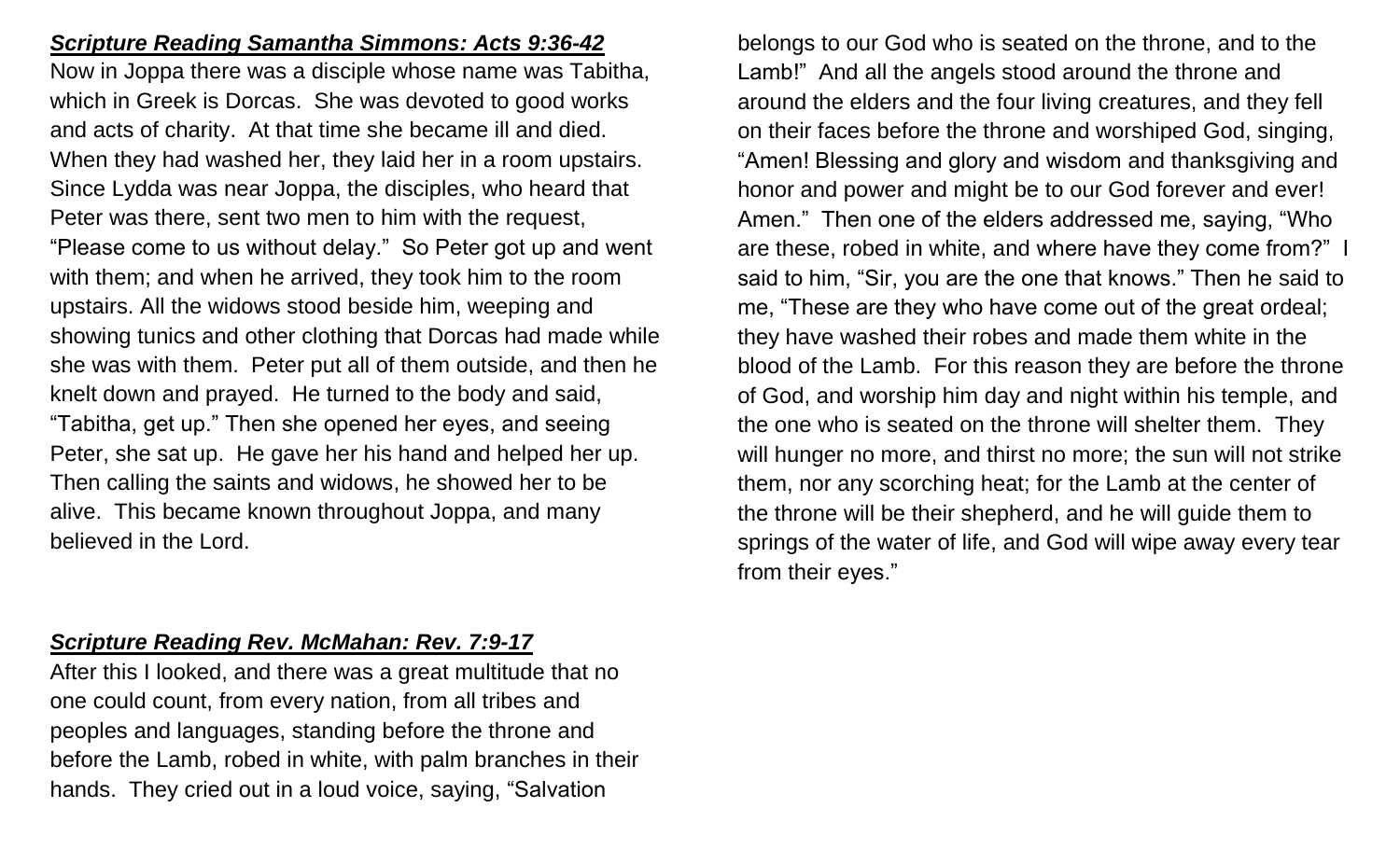***Scripture Reading Samantha Simmons: Acts 9:36-42***

Now in Joppa there was a disciple whose name was Tabitha, which in Greek is Dorcas. She was devoted to good works and acts of charity. At that time she became ill and died. When they had washed her, they laid her in a room upstairs. Since Lydda was near Joppa, the disciples, who heard that Peter was there, sent two men to him with the request, "Please come to us without delay." So Peter got up and went with them; and when he arrived, they took him to the room upstairs. All the widows stood beside him, weeping and showing tunics and other clothing that Dorcas had made while she was with them. Peter put all of them outside, and then he knelt down and prayed. He turned to the body and said, "Tabitha, get up." Then she opened her eyes, and seeing Peter, she sat up. He gave her his hand and helped her up. Then calling the saints and widows, he showed her to be alive. This became known throughout Joppa, and many believed in the Lord.

***Scripture Reading Rev. McMahan: Rev. 7:9-17***

After this I looked, and there was a great multitude that no one could count, from every nation, from all tribes and peoples and languages, standing before the throne and before the Lamb, robed in white, with palm branches in their hands. They cried out in a loud voice, saying, "Salvation belongs to our God who is seated on the throne, and to the Lamb!" And all the angels stood around the throne and around the elders and the four living creatures, and they fell on their faces before the throne and worshiped God, singing, "Amen! Blessing and glory and wisdom and thanksgiving and honor and power and might be to our God forever and ever! Amen." Then one of the elders addressed me, saying, "Who are these, robed in white, and where have they come from?" I said to him, "Sir, you are the one that knows." Then he said to me, "These are they who have come out of the great ordeal; they have washed their robes and made them white in the blood of the Lamb. For this reason they are before the throne of God, and worship him day and night within his temple, and the one who is seated on the throne will shelter them. They will hunger no more, and thirst no more; the sun will not strike them, nor any scorching heat; for the Lamb at the center of the throne will be their shepherd, and he will guide them to springs of the water of life, and God will wipe away every tear from their eyes."